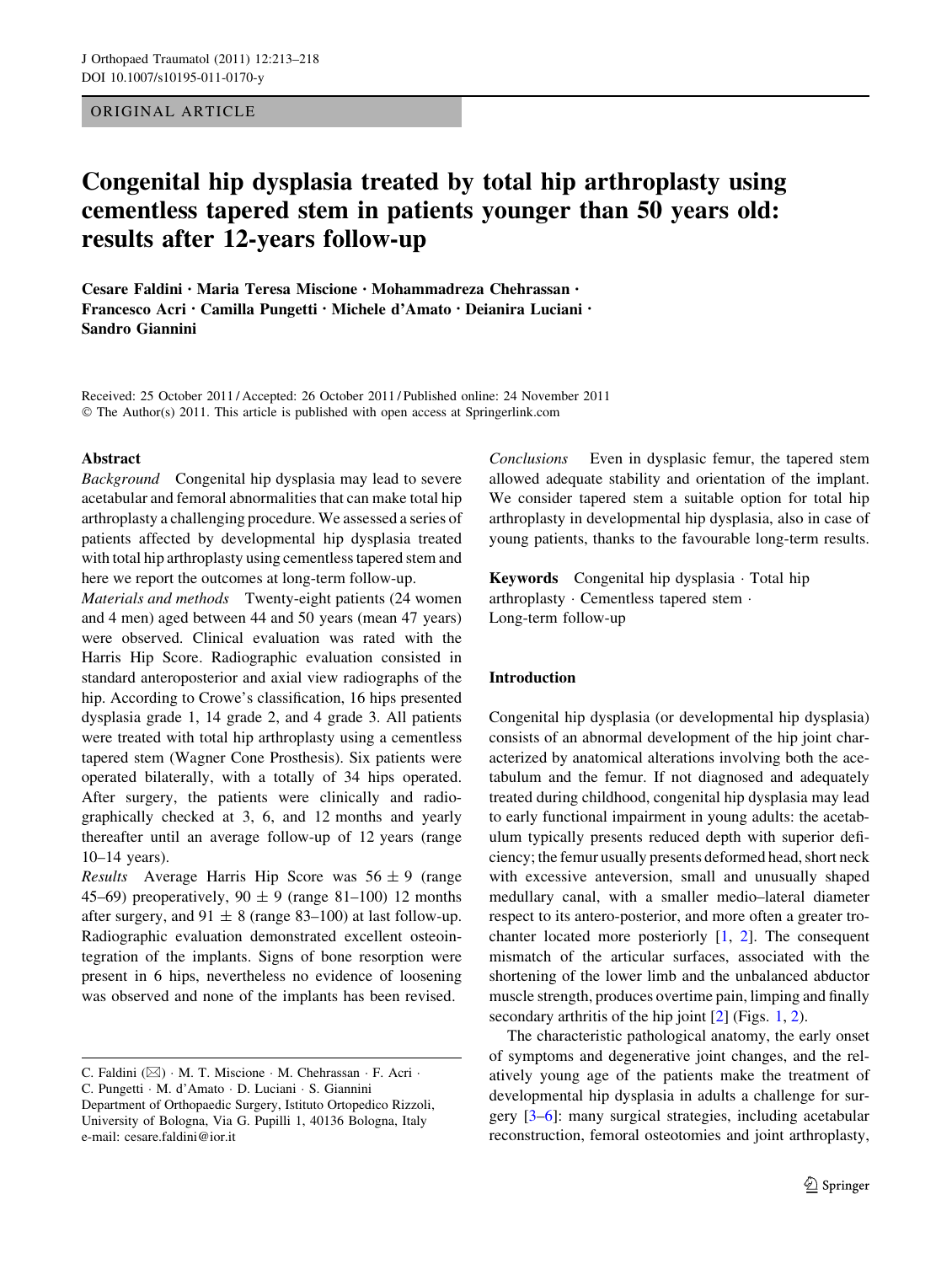ORIGINAL ARTICLE

# Congenital hip dysplasia treated by total hip arthroplasty using cementless tapered stem in patients younger than 50 years old: results after 12-years follow-up

**Cesare Faldini · Maria Teresa Miscione · Mohammadreza Chehrassan · Francesco Acri · Camilla Pungetti · Michele d'Amato · Deianira Luciani · Sandro Giannini**

Received: 25 October 2011 / Accepted: 26 October 2011 / Published online: 24 November 2011
© The Author(s) 2011. This article is published with open access at Springerlink.com

## Abstract

*Background* Congenital hip dysplasia may lead to severe acetabular and femoral abnormalities that can make total hip arthroplasty a challenging procedure. We assessed a series of patients affected by developmental hip dysplasia treated with total hip arthroplasty using cementless tapered stem and here we report the outcomes at long-term follow-up.

*Materials and methods* Twenty-eight patients (24 women and 4 men) aged between 44 and 50 years (mean 47 years) were observed. Clinical evaluation was rated with the Harris Hip Score. Radiographic evaluation consisted in standard anteroposterior and axial view radiographs of the hip. According to Crowe's classification, 16 hips presented dysplasia grade 1, 14 grade 2, and 4 grade 3. All patients were treated with total hip arthroplasty using a cementless tapered stem (Wagner Cone Prosthesis). Six patients were operated bilaterally, with a totally of 34 hips operated. After surgery, the patients were clinically and radiographically checked at 3, 6, and 12 months and yearly thereafter until an average follow-up of 12 years (range 10–14 years).

*Results* Average Harris Hip Score was $56 \pm 9$ (range 45–69) preoperatively, $90 \pm 9$ (range 81–100) 12 months after surgery, and $91 \pm 8$ (range 83–100) at last follow-up. Radiographic evaluation demonstrated excellent osteointegration of the implants. Signs of bone resorption were present in 6 hips, nevertheless no evidence of loosening was observed and none of the implants has been revised.

*Conclusions* Even in dysplasic femur, the tapered stem allowed adequate stability and orientation of the implant. We consider tapered stem a suitable option for total hip arthroplasty in developmental hip dysplasia, also in case of young patients, thanks to the favourable long-term results.

**Keywords** Congenital hip dysplasia · Total hip arthroplasty · Cementless tapered stem · Long-term follow-up

C. Faldini (✉) · M. T. Miscione · M. Chehrassan · F. Acri · C. Pungetti · M. d'Amato · D. Luciani · S. Giannini
Department of Orthopaedic Surgery, Istituto Ortopedico Rizzoli, University of Bologna, Via G. Pupilli 1, 40136 Bologna, Italy
e-mail: cesare.faldini@ior.it

## Introduction

Congenital hip dysplasia (or developmental hip dysplasia) consists of an abnormal development of the hip joint characterized by anatomical alterations involving both the acetabulum and the femur. If not diagnosed and adequately treated during childhood, congenital hip dysplasia may lead to early functional impairment in young adults: the acetabulum typically presents reduced depth with superior deficiency; the femur usually presents deformed head, short neck with excessive anteversion, small and unusually shaped medullary canal, with a smaller medio–lateral diameter respect to its antero-posterior, and more often a greater trochanter located more posteriorly [1, 2]. The consequent mismatch of the articular surfaces, associated with the shortening of the lower limb and the unbalanced abductor muscle strength, produces overtime pain, limping and finally secondary arthritis of the hip joint [2] (Figs. 1, 2).

The characteristic pathological anatomy, the early onset of symptoms and degenerative joint changes, and the relatively young age of the patients make the treatment of developmental hip dysplasia in adults a challenge for surgery [3–6]: many surgical strategies, including acetabular reconstruction, femoral osteotomies and joint arthroplasty,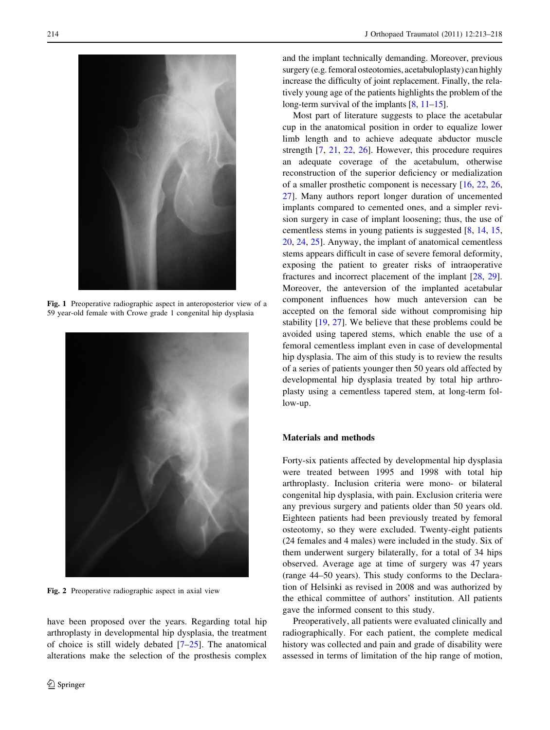Fig. 1 Preoperative radiographic aspect in anteroposterior view of a 59 year-old female with Crowe grade 1 congenital hip dysplasia

Fig. 2 Preoperative radiographic aspect in axial view

have been proposed over the years. Regarding total hip arthroplasty in developmental hip dysplasia, the treatment of choice is still widely debated [7–25]. The anatomical alterations make the selection of the prosthesis complex and the implant technically demanding. Moreover, previous surgery (e.g. femoral osteotomies, acetabuloplasty) can highly increase the difficulty of joint replacement. Finally, the relatively young age of the patients highlights the problem of the long-term survival of the implants [8, 11–15].

Most part of literature suggests to place the acetabular cup in the anatomical position in order to equalize lower limb length and to achieve adequate abductor muscle strength [7, 21, 22, 26]. However, this procedure requires an adequate coverage of the acetabulum, otherwise reconstruction of the superior deficiency or medialization of a smaller prosthetic component is necessary [16, 22, 26, 27]. Many authors report longer duration of uncemented implants compared to cemented ones, and a simpler revision surgery in case of implant loosening; thus, the use of cementless stems in young patients is suggested [8, 14, 15, 20, 24, 25]. Anyway, the implant of anatomical cementless stems appears difficult in case of severe femoral deformity, exposing the patient to greater risks of intraoperative fractures and incorrect placement of the implant [28, 29]. Moreover, the anteversion of the implanted acetabular component influences how much anteversion can be accepted on the femoral side without compromising hip stability [19, 27]. We believe that these problems could be avoided using tapered stems, which enable the use of a femoral cementless implant even in case of developmental hip dysplasia. The aim of this study is to review the results of a series of patients younger then 50 years old affected by developmental hip dysplasia treated by total hip arthroplasty using a cementless tapered stem, at long-term follow-up.

## Materials and methods

Forty-six patients affected by developmental hip dysplasia were treated between 1995 and 1998 with total hip arthroplasty. Inclusion criteria were mono- or bilateral congenital hip dysplasia, with pain. Exclusion criteria were any previous surgery and patients older than 50 years old. Eighteen patients had been previously treated by femoral osteotomy, so they were excluded. Twenty-eight patients (24 females and 4 males) were included in the study. Six of them underwent surgery bilaterally, for a total of 34 hips observed. Average age at time of surgery was 47 years (range 44–50 years). This study conforms to the Declaration of Helsinki as revised in 2008 and was authorized by the ethical committee of authors' institution. All patients gave the informed consent to this study.

Preoperatively, all patients were evaluated clinically and radiographically. For each patient, the complete medical history was collected and pain and grade of disability were assessed in terms of limitation of the hip range of motion,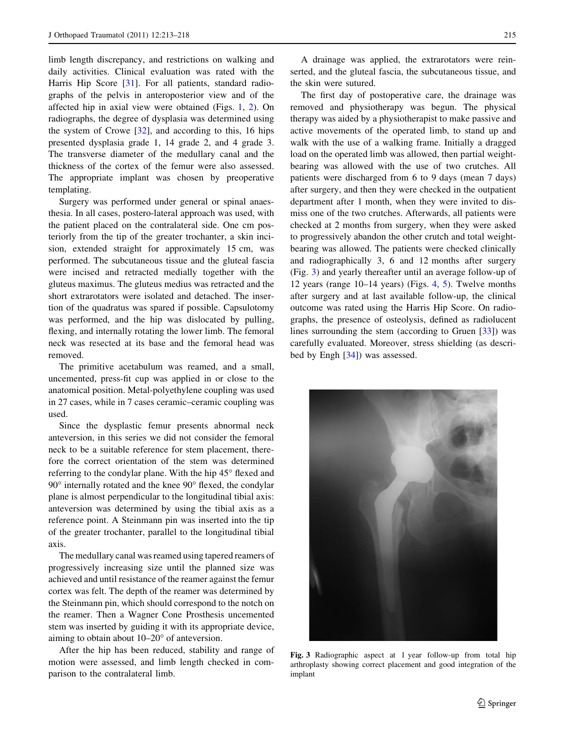limb length discrepancy, and restrictions on walking and daily activities. Clinical evaluation was rated with the Harris Hip Score [31]. For all patients, standard radiographs of the pelvis in anteroposterior view and of the affected hip in axial view were obtained (Figs. 1, 2). On radiographs, the degree of dysplasia was determined using the system of Crowe [32], and according to this, 16 hips presented dysplasia grade 1, 14 grade 2, and 4 grade 3. The transverse diameter of the medullary canal and the thickness of the cortex of the femur were also assessed. The appropriate implant was chosen by preoperative templating.

Surgery was performed under general or spinal anaesthesia. In all cases, postero-lateral approach was used, with the patient placed on the contralateral side. One cm posteriorly from the tip of the greater trochanter, a skin incision, extended straight for approximately 15 cm, was performed. The subcutaneous tissue and the gluteal fascia were incised and retracted medially together with the gluteus maximus. The gluteus medius was retracted and the short extrarotators were isolated and detached. The insertion of the quadratus was spared if possible. Capsulotomy was performed, and the hip was dislocated by pulling, flexing, and internally rotating the lower limb. The femoral neck was resected at its base and the femoral head was removed.

The primitive acetabulum was reamed, and a small, uncemented, press-fit cup was applied in or close to the anatomical position. Metal-polyethylene coupling was used in 27 cases, while in 7 cases ceramic–ceramic coupling was used.

Since the dysplastic femur presents abnormal neck anteversion, in this series we did not consider the femoral neck to be a suitable reference for stem placement, therefore the correct orientation of the stem was determined referring to the condylar plane. With the hip 45° flexed and 90° internally rotated and the knee 90° flexed, the condylar plane is almost perpendicular to the longitudinal tibial axis: anteversion was determined by using the tibial axis as a reference point. A Steinmann pin was inserted into the tip of the greater trochanter, parallel to the longitudinal tibial axis.

The medullary canal was reamed using tapered reamers of progressively increasing size until the planned size was achieved and until resistance of the reamer against the femur cortex was felt. The depth of the reamer was determined by the Steinmann pin, which should correspond to the notch on the reamer. Then a Wagner Cone Prosthesis uncemented stem was inserted by guiding it with its appropriate device, aiming to obtain about 10–20° of anteversion.

After the hip has been reduced, stability and range of motion were assessed, and limb length checked in comparison to the contralateral limb.

A drainage was applied, the extrarotators were reinserted, and the gluteal fascia, the subcutaneous tissue, and the skin were sutured.

The first day of postoperative care, the drainage was removed and physiotherapy was begun. The physical therapy was aided by a physiotherapist to make passive and active movements of the operated limb, to stand up and walk with the use of a walking frame. Initially a dragged load on the operated limb was allowed, then partial weight-bearing was allowed with the use of two crutches. All patients were discharged from 6 to 9 days (mean 7 days) after surgery, and then they were checked in the outpatient department after 1 month, when they were invited to dismiss one of the two crutches. Afterwards, all patients were checked at 2 months from surgery, when they were asked to progressively abandon the other crutch and total weight-bearing was allowed. The patients were checked clinically and radiographically 3, 6 and 12 months after surgery (Fig. 3) and yearly thereafter until an average follow-up of 12 years (range 10–14 years) (Figs. 4, 5). Twelve months after surgery and at last available follow-up, the clinical outcome was rated using the Harris Hip Score. On radiographs, the presence of osteolysis, defined as radiolucent lines surrounding the stem (according to Gruen [33]) was carefully evaluated. Moreover, stress shielding (as described by Engh [34]) was assessed.

**Fig. 3** Radiographic aspect at 1 year follow-up from total hip arthroplasty showing correct placement and good integration of the implant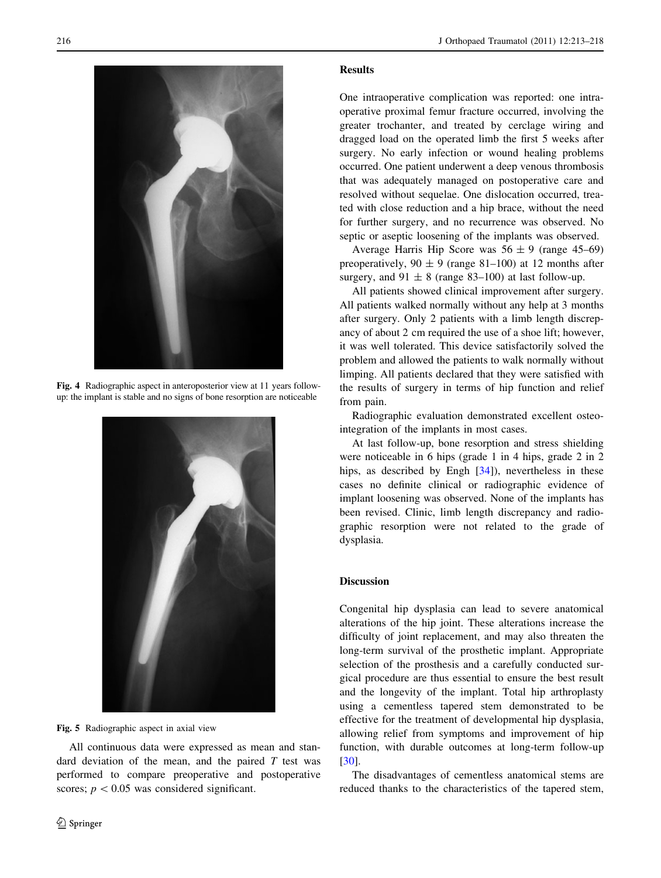Fig. 4 Radiographic aspect in anteroposterior view at 11 years follow-up: the implant is stable and no signs of bone resorption are noticeable

Fig. 5 Radiographic aspect in axial view

All continuous data were expressed as mean and standard deviation of the mean, and the paired $T$ test was performed to compare preoperative and postoperative scores; $p < 0.05$ was considered significant.

## Results

One intraoperative complication was reported: one intraoperative proximal femur fracture occurred, involving the greater trochanter, and treated by cerclage wiring and dragged load on the operated limb the first 5 weeks after surgery. No early infection or wound healing problems occurred. One patient underwent a deep venous thrombosis that was adequately managed on postoperative care and resolved without sequelae. One dislocation occurred, treated with close reduction and a hip brace, without the need for further surgery, and no recurrence was observed. No septic or aseptic loosening of the implants was observed.

Average Harris Hip Score was $56 \pm 9$ (range 45–69) preoperatively, $90 \pm 9$ (range 81–100) at 12 months after surgery, and $91 \pm 8$ (range 83–100) at last follow-up.

All patients showed clinical improvement after surgery. All patients walked normally without any help at 3 months after surgery. Only 2 patients with a limb length discrepancy of about 2 cm required the use of a shoe lift; however, it was well tolerated. This device satisfactorily solved the problem and allowed the patients to walk normally without limping. All patients declared that they were satisfied with the results of surgery in terms of hip function and relief from pain.

Radiographic evaluation demonstrated excellent osteointegration of the implants in most cases.

At last follow-up, bone resorption and stress shielding were noticeable in 6 hips (grade 1 in 4 hips, grade 2 in 2 hips, as described by Engh [34]), nevertheless in these cases no definite clinical or radiographic evidence of implant loosening was observed. None of the implants has been revised. Clinic, limb length discrepancy and radiographic resorption were not related to the grade of dysplasia.

## Discussion

Congenital hip dysplasia can lead to severe anatomical alterations of the hip joint. These alterations increase the difficulty of joint replacement, and may also threaten the long-term survival of the prosthetic implant. Appropriate selection of the prosthesis and a carefully conducted surgical procedure are thus essential to ensure the best result and the longevity of the implant. Total hip arthroplasty using a cementless tapered stem demonstrated to be effective for the treatment of developmental hip dysplasia, allowing relief from symptoms and improvement of hip function, with durable outcomes at long-term follow-up [30].

The disadvantages of cementless anatomical stems are reduced thanks to the characteristics of the tapered stem,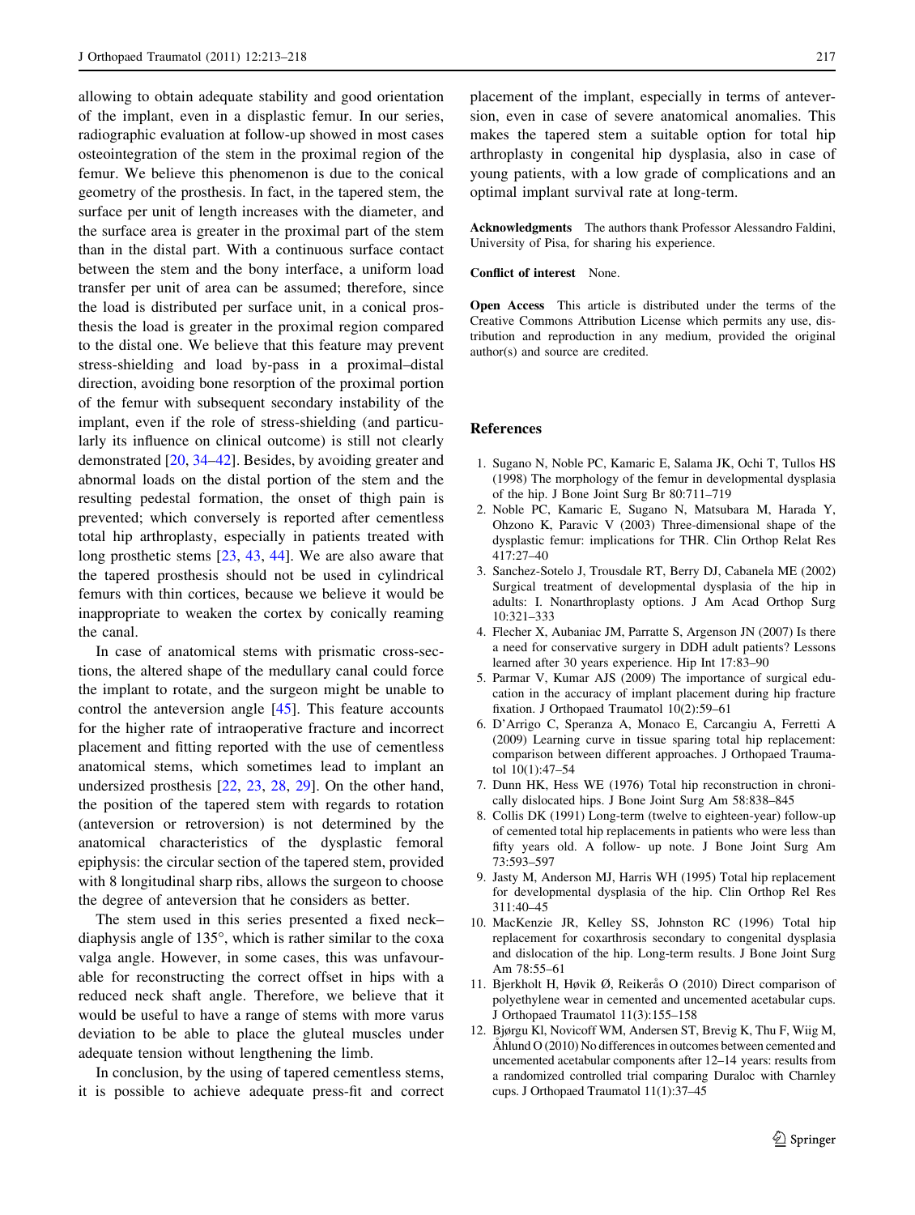allowing to obtain adequate stability and good orientation of the implant, even in a displastic femur. In our series, radiographic evaluation at follow-up showed in most cases osteointegration of the stem in the proximal region of the femur. We believe this phenomenon is due to the conical geometry of the prosthesis. In fact, in the tapered stem, the surface per unit of length increases with the diameter, and the surface area is greater in the proximal part of the stem than in the distal part. With a continuous surface contact between the stem and the bony interface, a uniform load transfer per unit of area can be assumed; therefore, since the load is distributed per surface unit, in a conical prosthesis the load is greater in the proximal region compared to the distal one. We believe that this feature may prevent stress-shielding and load by-pass in a proximal–distal direction, avoiding bone resorption of the proximal portion of the femur with subsequent secondary instability of the implant, even if the role of stress-shielding (and particularly its influence on clinical outcome) is still not clearly demonstrated [20, 34–42]. Besides, by avoiding greater and abnormal loads on the distal portion of the stem and the resulting pedestal formation, the onset of thigh pain is prevented; which conversely is reported after cementless total hip arthroplasty, especially in patients treated with long prosthetic stems [23, 43, 44]. We are also aware that the tapered prosthesis should not be used in cylindrical femurs with thin cortices, because we believe it would be inappropriate to weaken the cortex by conically reaming the canal.

In case of anatomical stems with prismatic cross-sections, the altered shape of the medullary canal could force the implant to rotate, and the surgeon might be unable to control the anteversion angle [45]. This feature accounts for the higher rate of intraoperative fracture and incorrect placement and fitting reported with the use of cementless anatomical stems, which sometimes lead to implant an undersized prosthesis [22, 23, 28, 29]. On the other hand, the position of the tapered stem with regards to rotation (anteversion or retroversion) is not determined by the anatomical characteristics of the dysplastic femoral epiphysis: the circular section of the tapered stem, provided with 8 longitudinal sharp ribs, allows the surgeon to choose the degree of anteversion that he considers as better.

The stem used in this series presented a fixed neck–diaphysis angle of 135°, which is rather similar to the coxa valga angle. However, in some cases, this was unfavourable for reconstructing the correct offset in hips with a reduced neck shaft angle. Therefore, we believe that it would be useful to have a range of stems with more varus deviation to be able to place the gluteal muscles under adequate tension without lengthening the limb.

In conclusion, by the using of tapered cementless stems, it is possible to achieve adequate press-fit and correct placement of the implant, especially in terms of anteversion, even in case of severe anatomical anomalies. This makes the tapered stem a suitable option for total hip arthroplasty in congenital hip dysplasia, also in case of young patients, with a low grade of complications and an optimal implant survival rate at long-term.

**Acknowledgments** The authors thank Professor Alessandro Faldini, University of Pisa, for sharing his experience.

**Conflict of interest** None.

**Open Access** This article is distributed under the terms of the Creative Commons Attribution License which permits any use, distribution and reproduction in any medium, provided the original author(s) and source are credited.

## References

1. Sugano N, Noble PC, Kamaric E, Salama JK, Ochi T, Tullos HS (1998) The morphology of the femur in developmental dysplasia of the hip. J Bone Joint Surg Br 80:711–719
2. Noble PC, Kamaric E, Sugano N, Matsubara M, Harada Y, Ohzono K, Paravic V (2003) Three-dimensional shape of the dysplastic femur: implications for THR. Clin Orthop Relat Res 417:27–40
3. Sanchez-Sotelo J, Trousdale RT, Berry DJ, Cabanela ME (2002) Surgical treatment of developmental dysplasia of the hip in adults: I. Nonarthroplasty options. J Am Acad Orthop Surg 10:321–333
4. Flecher X, Aubaniac JM, Parratte S, Argenson JN (2007) Is there a need for conservative surgery in DDH adult patients? Lessons learned after 30 years experience. Hip Int 17:83–90
5. Parmar V, Kumar AJS (2009) The importance of surgical education in the accuracy of implant placement during hip fracture fixation. J Orthopaed Traumatol 10(2):59–61
6. D'Arrigo C, Speranza A, Monaco E, Carcangiu A, Ferretti A (2009) Learning curve in tissue sparing total hip replacement: comparison between different approaches. J Orthopaed Traumatol 10(1):47–54
7. Dunn HK, Hess WE (1976) Total hip reconstruction in chronically dislocated hips. J Bone Joint Surg Am 58:838–845
8. Collis DK (1991) Long-term (twelve to eighteen-year) follow-up of cemented total hip replacements in patients who were less than fifty years old. A follow- up note. J Bone Joint Surg Am 73:593–597
9. Jasty M, Anderson MJ, Harris WH (1995) Total hip replacement for developmental dysplasia of the hip. Clin Orthop Rel Res 311:40–45
10. MacKenzie JR, Kelley SS, Johnston RC (1996) Total hip replacement for coxarthrosis secondary to congenital dysplasia and dislocation of the hip. Long-term results. J Bone Joint Surg Am 78:55–61
11. Bjerkholt H, Høvik Ø, Reikerås O (2010) Direct comparison of polyethylene wear in cemented and uncemented acetabular cups. J Orthopaed Traumatol 11(3):155–158
12. Bjørgu Kl, Novicoff WM, Andersen ST, Brevig K, Thu F, Wiig M, Åhlund O (2010) No differences in outcomes between cemented and uncemented acetabular components after 12–14 years: results from a randomized controlled trial comparing Duraloc with Charnley cups. J Orthopaed Traumatol 11(1):37–45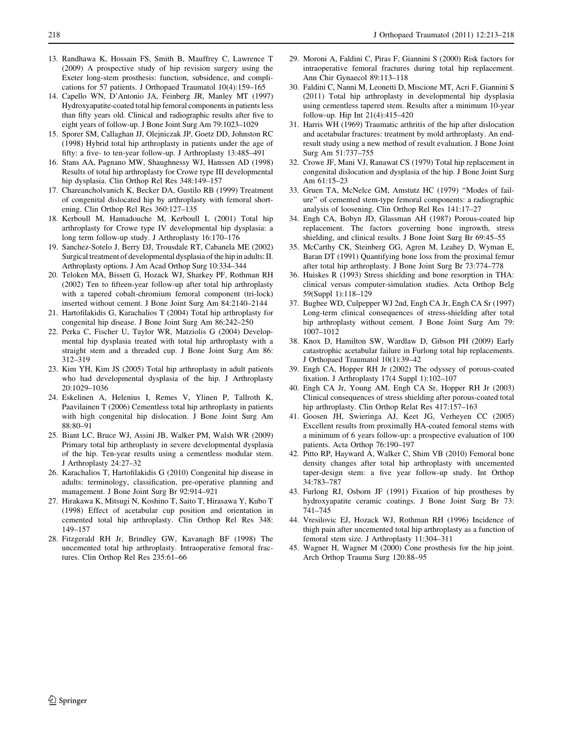13. Randhawa K, Hossain FS, Smith B, Mauffrey C, Lawrence T (2009) A prospective study of hip revision surgery using the Exeter long-stem prosthesis: function, subsidence, and complications for 57 patients. J Orthopaed Traumatol 10(4):159–165
14. Capello WN, D'Antonio JA, Feinberg JR, Manley MT (1997) Hydroxyapatite-coated total hip femoral components in patients less than fifty years old. Clinical and radiographic results after five to eight years of follow-up. J Bone Joint Surg Am 79:1023–1029
15. Sporer SM, Callaghan JJ, Olejniczak JP, Goetz DD, Johnston RC (1998) Hybrid total hip arthroplasty in patients under the age of fifty: a five- to ten-year follow-up. J Arthroplasty 13:485–491
16. Stans AA, Pagnano MW, Shaughnessy WJ, Hanssen AD (1998) Results of total hip arthroplasty for Crowe type III developmental hip dysplasia. Clin Orthop Rel Res 348:149–157
17. Chareancholvanich K, Becker DA, Gustilo RB (1999) Treatment of congenital dislocated hip by arthroplasty with femoral shortening. Clin Orthop Rel Res 360:127–135
18. Kerboull M, Hamadouche M, Kerboull L (2001) Total hip arthroplasty for Crowe type IV developmental hip dysplasia: a long term follow-up study. J Arthroplasty 16:170–176
19. Sanchez-Sotelo J, Berry DJ, Trousdale RT, Cabanela ME (2002) Surgical treatment of developmental dysplasia of the hip in adults: II. Arthroplasty options. J Am Acad Orthop Surg 10:334–344
20. Teloken MA, Bissett G, Hozack WJ, Sharkey PF, Rothman RH (2002) Ten to fifteen-year follow-up after total hip arthroplasty with a tapered cobalt-chromium femoral component (tri-lock) inserted without cement. J Bone Joint Surg Am 84:2140–2144
21. Hartofilakidis G, Karachalios T (2004) Total hip arthroplasty for congenital hip disease. J Bone Joint Surg Am 86:242–250
22. Perka C, Fischer U, Taylor WR, Matziolis G (2004) Developmental hip dysplasia treated with total hip arthroplasty with a straight stem and a threaded cup. J Bone Joint Surg Am 86: 312–319
23. Kim YH, Kim JS (2005) Total hip arthroplasty in adult patients who had developmental dysplasia of the hip. J Arthroplasty 20:1029–1036
24. Eskelinen A, Helenius I, Remes V, Ylinen P, Tallroth K, Paavilainen T (2006) Cementless total hip arthroplasty in patients with high congenital hip dislocation. J Bone Joint Surg Am 88:80–91
25. Biant LC, Bruce WJ, Assini JB, Walker PM, Walsh WR (2009) Primary total hip arthroplasty in severe developmental dysplasia of the hip. Ten-year results using a cementless modular stem. J Arthroplasty 24:27–32
26. Karachalios T, Hartofilakidis G (2010) Congenital hip disease in adults: terminology, classification, pre-operative planning and management. J Bone Joint Surg Br 92:914–921
27. Hirakawa K, Mitsugi N, Koshino T, Saito T, Hirasawa Y, Kubo T (1998) Effect of acetabular cup position and orientation in cemented total hip arthroplasty. Clin Orthop Rel Res 348: 149–157
28. Fitzgerald RH Jr, Brindley GW, Kavanagh BF (1998) The uncemented total hip arthroplasty. Intraoperative femoral fractures. Clin Orthop Rel Res 235:61–66
29. Moroni A, Faldini C, Piras F, Giannini S (2000) Risk factors for intraoperative femoral fractures during total hip replacement. Ann Chir Gynaecol 89:113–118
30. Faldini C, Nanni M, Leonetti D, Miscione MT, Acri F, Giannini S (2011) Total hip arthroplasty in developmental hip dysplasia using cementless tapered stem. Results after a minimum 10-year follow-up. Hip Int 21(4):415–420
31. Harris WH (1969) Traumatic arthritis of the hip after dislocation and acetabular fractures: treatment by mold arthroplasty. An end-result study using a new method of result evaluation. J Bone Joint Surg Am 51:737–755
32. Crowe JF, Mani VJ, Ranawat CS (1979) Total hip replacement in congenital dislocation and dysplasia of the hip. J Bone Joint Surg Am 61:15–23
33. Gruen TA, McNelce GM, Amstutz HC (1979) "Modes of failure" of cemented stem-type femoral components: a radiographic analysis of loosening. Clin Orthop Rel Res 141:17–27
34. Engh CA, Bobyn JD, Glassman AH (1987) Porous-coated hip replacement. The factors governing bone ingrowth, stress shielding, and clinical results. J Bone Joint Surg Br 69:45–55
35. McCarthy CK, Steinberg GG, Agren M, Leahey D, Wyman E, Baran DT (1991) Quantifying bone loss from the proximal femur after total hip arthroplasty. J Bone Joint Surg Br 73:774–778
36. Huiskes R (1993) Stress shielding and bone resorption in THA: clinical versus computer-simulation studies. Acta Orthop Belg 59(Suppl 1):118–129
37. Bugbee WD, Culpepper WJ 2nd, Engh CA Jr, Engh CA Sr (1997) Long-term clinical consequences of stress-shielding after total hip arthroplasty without cement. J Bone Joint Surg Am 79: 1007–1012
38. Knox D, Hamilton SW, Wardlaw D, Gibson PH (2009) Early catastrophic acetabular failure in Furlong total hip replacements. J Orthopaed Traumatol 10(1):39–42
39. Engh CA, Hopper RH Jr (2002) The odyssey of porous-coated fixation. J Arthroplasty 17(4 Suppl 1):102–107
40. Engh CA Jr, Young AM, Engh CA Sr, Hopper RH Jr (2003) Clinical consequences of stress shielding after porous-coated total hip arthroplasty. Clin Orthop Relat Res 417:157–163
41. Goosen JH, Swieringa AJ, Keet JG, Verheyen CC (2005) Excellent results from proximally HA-coated femoral stems with a minimum of 6 years follow-up: a prospective evaluation of 100 patients. Acta Orthop 76:190–197
42. Pitto RP, Hayward A, Walker C, Shim VB (2010) Femoral bone density changes after total hip arthroplasty with uncemented taper-design stem: a five year follow-up study. Int Orthop 34:783–787
43. Furlong RJ, Osborn JF (1991) Fixation of hip prostheses by hydroxyapatite ceramic coatings. J Bone Joint Surg Br 73: 741–745
44. Vresilovic EJ, Hozack WJ, Rothman RH (1996) Incidence of thigh pain after uncemented total hip arthroplasty as a function of femoral stem size. J Arthroplasty 11:304–311
45. Wagner H, Wagner M (2000) Cone prosthesis for the hip joint. Arch Orthop Trauma Surg 120:88–95